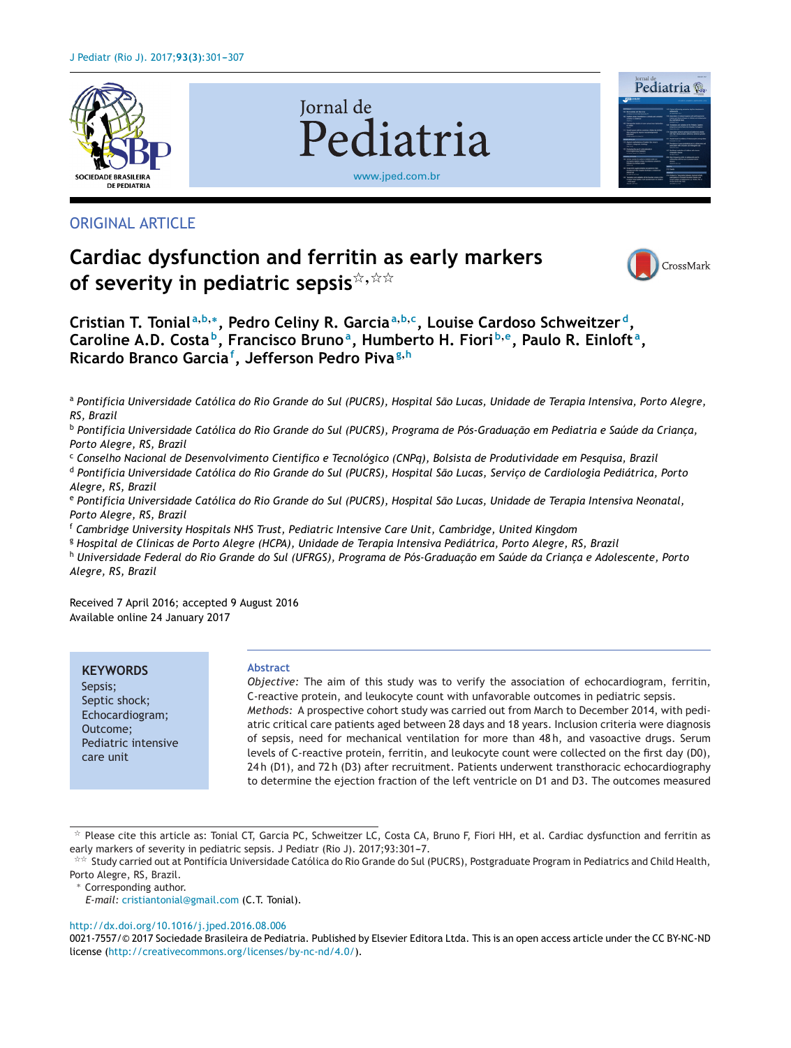ORIGINAL ARTICLE

# Cardiac dysfunction and ferritin as early markers of severity in pediatric sepsis[☆,☆☆]

Cristian T. Tonial[a,b,*], Pedro Celiny R. Garcia[a,b,c], Louise Cardoso Schweitzer[d], Caroline A.D. Costa[b], Francisco Bruno[a], Humberto H. Fiori[b,e], Paulo R. Einloft[a], Ricardo Branco Garcia[f], Jefferson Pedro Piva[g,h]

[a] *Pontifícia Universidade Católica do Rio Grande do Sul (PUCRS), Hospital São Lucas, Unidade de Terapia Intensiva, Porto Alegre, RS, Brazil*
[b] *Pontifícia Universidade Católica do Rio Grande do Sul (PUCRS), Programa de Pós-Graduação em Pediatria e Saúde da Criança, Porto Alegre, RS, Brazil*
[c] *Conselho Nacional de Desenvolvimento Científico e Tecnológico (CNPq), Bolsista de Produtividade em Pesquisa, Brazil*
[d] *Pontifícia Universidade Católica do Rio Grande do Sul (PUCRS), Hospital São Lucas, Serviço de Cardiologia Pediátrica, Porto Alegre, RS, Brazil*
[e] *Pontifícia Universidade Católica do Rio Grande do Sul (PUCRS), Hospital São Lucas, Unidade de Terapia Intensiva Neonatal, Porto Alegre, RS, Brazil*
[f] *Cambridge University Hospitals NHS Trust, Pediatric Intensive Care Unit, Cambridge, United Kingdom*
[g] *Hospital de Clínicas de Porto Alegre (HCPA), Unidade de Terapia Intensiva Pediátrica, Porto Alegre, RS, Brazil*
[h] *Universidade Federal do Rio Grande do Sul (UFRGS), Programa de Pós-Graduação em Saúde da Criança e Adolescente, Porto Alegre, RS, Brazil*

Received 7 April 2016; accepted 9 August 2016
Available online 24 January 2017

**KEYWORDS**
Sepsis;
Septic shock;
Echocardiogram;
Outcome;
Pediatric intensive care unit

## Abstract

*Objective:* The aim of this study was to verify the association of echocardiogram, ferritin, C-reactive protein, and leukocyte count with unfavorable outcomes in pediatric sepsis.

*Methods:* A prospective cohort study was carried out from March to December 2014, with pediatric critical care patients aged between 28 days and 18 years. Inclusion criteria were diagnosis of sepsis, need for mechanical ventilation for more than 48 h, and vasoactive drugs. Serum levels of C-reactive protein, ferritin, and leukocyte count were collected on the first day (D0), 24 h (D1), and 72 h (D3) after recruitment. Patients underwent transthoracic echocardiography to determine the ejection fraction of the left ventricle on D1 and D3. The outcomes measured

☆ Please cite this article as: Tonial CT, Garcia PC, Schweitzer LC, Costa CA, Bruno F, Fiori HH, et al. Cardiac dysfunction and ferritin as early markers of severity in pediatric sepsis. J Pediatr (Rio J). 2017;93:301–7.

☆☆ Study carried out at Pontifícia Universidade Católica do Rio Grande do Sul (PUCRS), Postgraduate Program in Pediatrics and Child Health, Porto Alegre, RS, Brazil.

\* Corresponding author.
*E-mail:* cristiantonial@gmail.com (C.T. Tonial).

http://dx.doi.org/10.1016/j.jped.2016.08.006
0021-7557/© 2017 Sociedade Brasileira de Pediatria. Published by Elsevier Editora Ltda. This is an open access article under the CC BY-NC-ND license (http://creativecommons.org/licenses/by-nc-nd/4.0/).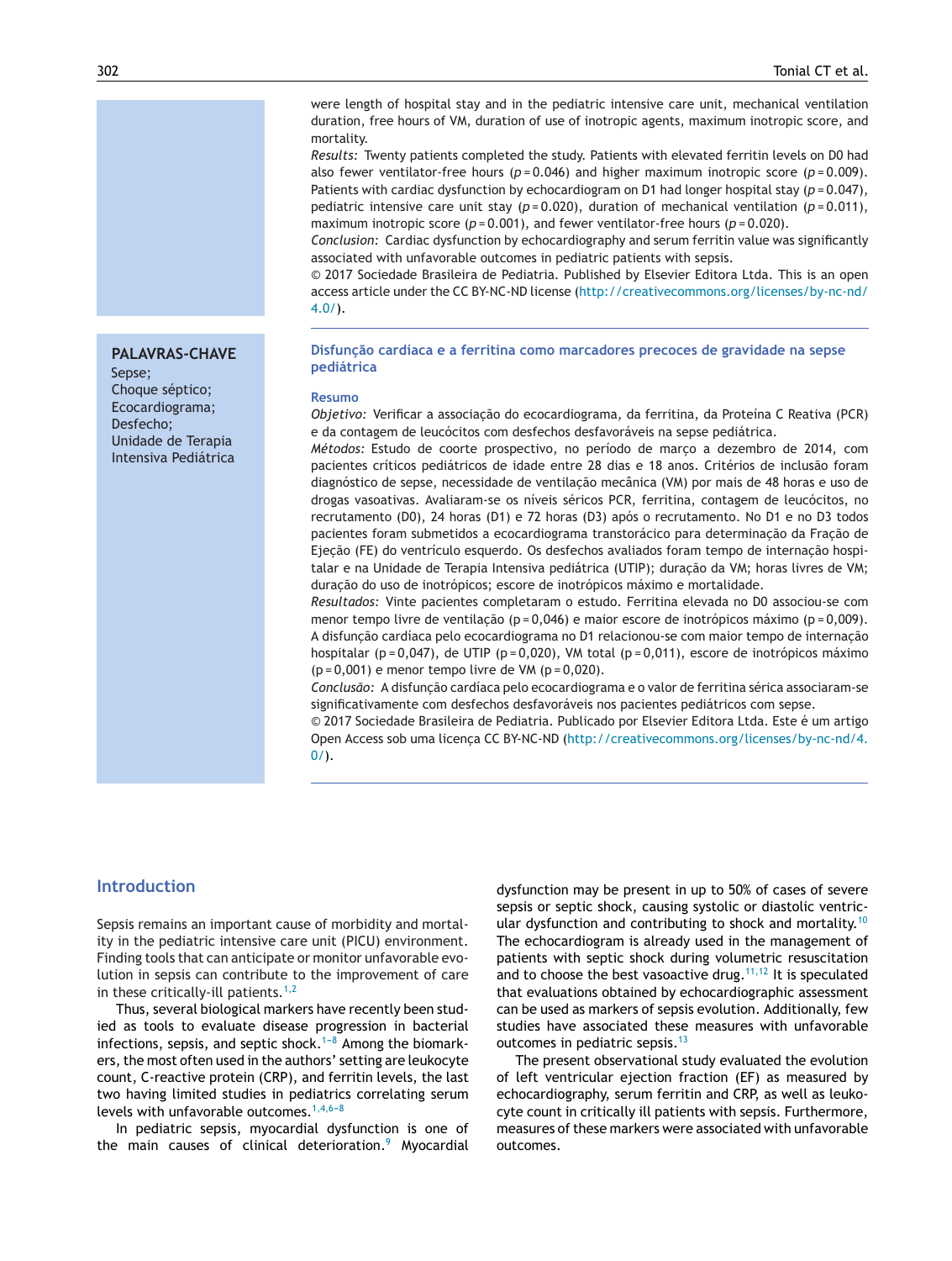were length of hospital stay and in the pediatric intensive care unit, mechanical ventilation duration, free hours of VM, duration of use of inotropic agents, maximum inotropic score, and mortality.

*Results:* Twenty patients completed the study. Patients with elevated ferritin levels on D0 had also fewer ventilator-free hours ($p = 0.046$) and higher maximum inotropic score ($p = 0.009$). Patients with cardiac dysfunction by echocardiogram on D1 had longer hospital stay ($p = 0.047$), pediatric intensive care unit stay ($p = 0.020$), duration of mechanical ventilation ($p = 0.011$), maximum inotropic score ($p = 0.001$), and fewer ventilator-free hours ($p = 0.020$).

*Conclusion:* Cardiac dysfunction by echocardiography and serum ferritin value was significantly associated with unfavorable outcomes in pediatric patients with sepsis.

© 2017 Sociedade Brasileira de Pediatria. Published by Elsevier Editora Ltda. This is an open access article under the CC BY-NC-ND license (http://creativecommons.org/licenses/by-nc-nd/4.0/).

**PALAVRAS-CHAVE**
Sepse;
Choque séptico;
Ecocardiograma;
Desfecho;
Unidade de Terapia Intensiva Pediátrica

## Disfunção cardíaca e a ferritina como marcadores precoces de gravidade na sepse pediátrica

### Resumo

*Objetivo:* Verificar a associação do ecocardiograma, da ferritina, da Proteína C Reativa (PCR) e da contagem de leucócitos com desfechos desfavoráveis na sepse pediátrica.

*Métodos:* Estudo de coorte prospectivo, no período de março a dezembro de 2014, com pacientes críticos pediátricos de idade entre 28 dias e 18 anos. Critérios de inclusão foram diagnóstico de sepse, necessidade de ventilação mecânica (VM) por mais de 48 horas e uso de drogas vasoativas. Avaliaram-se os níveis séricos PCR, ferritina, contagem de leucócitos, no recrutamento (D0), 24 horas (D1) e 72 horas (D3) após o recrutamento. No D1 e no D3 todos pacientes foram submetidos a ecocardiograma transtorácico para determinação da Fração de Ejeção (FE) do ventrículo esquerdo. Os desfechos avaliados foram tempo de internação hospitalar e na Unidade de Terapia Intensiva pediátrica (UTIP); duração da VM; horas livres de VM; duração do uso de inotrópicos; escore de inotrópicos máximo e mortalidade.

*Resultados:* Vinte pacientes completaram o estudo. Ferritina elevada no D0 associou-se com menor tempo livre de ventilação ($p = 0,046$) e maior escore de inotrópicos máximo ($p = 0,009$). A disfunção cardíaca pelo ecocardiograma no D1 relacionou-se com maior tempo de internação hospitalar ($p = 0,047$), de UTIP ($p = 0,020$), VM total ($p = 0,011$), escore de inotrópicos máximo ($p = 0,001$) e menor tempo livre de VM ($p = 0,020$).

*Conclusão:* A disfunção cardíaca pelo ecocardiograma e o valor de ferritina sérica associaram-se significativamente com desfechos desfavoráveis nos pacientes pediátricos com sepse.

© 2017 Sociedade Brasileira de Pediatria. Publicado por Elsevier Editora Ltda. Este é um artigo Open Access sob uma licença CC BY-NC-ND (http://creativecommons.org/licenses/by-nc-nd/4.0/).

## Introduction

Sepsis remains an important cause of morbidity and mortality in the pediatric intensive care unit (PICU) environment. Finding tools that can anticipate or monitor unfavorable evolution in sepsis can contribute to the improvement of care in these critically-ill patients.[1,2]

Thus, several biological markers have recently been studied as tools to evaluate disease progression in bacterial infections, sepsis, and septic shock.[1–8] Among the biomarkers, the most often used in the authors' setting are leukocyte count, C-reactive protein (CRP), and ferritin levels, the last two having limited studies in pediatrics correlating serum levels with unfavorable outcomes.[1,4,6–8]

In pediatric sepsis, myocardial dysfunction is one of the main causes of clinical deterioration.[9] Myocardial dysfunction may be present in up to 50% of cases of severe sepsis or septic shock, causing systolic or diastolic ventricular dysfunction and contributing to shock and mortality.[10] The echocardiogram is already used in the management of patients with septic shock during volumetric resuscitation and to choose the best vasoactive drug.[11,12] It is speculated that evaluations obtained by echocardiographic assessment can be used as markers of sepsis evolution. Additionally, few studies have associated these measures with unfavorable outcomes in pediatric sepsis.[13]

The present observational study evaluated the evolution of left ventricular ejection fraction (EF) as measured by echocardiography, serum ferritin and CRP, as well as leukocyte count in critically ill patients with sepsis. Furthermore, measures of these markers were associated with unfavorable outcomes.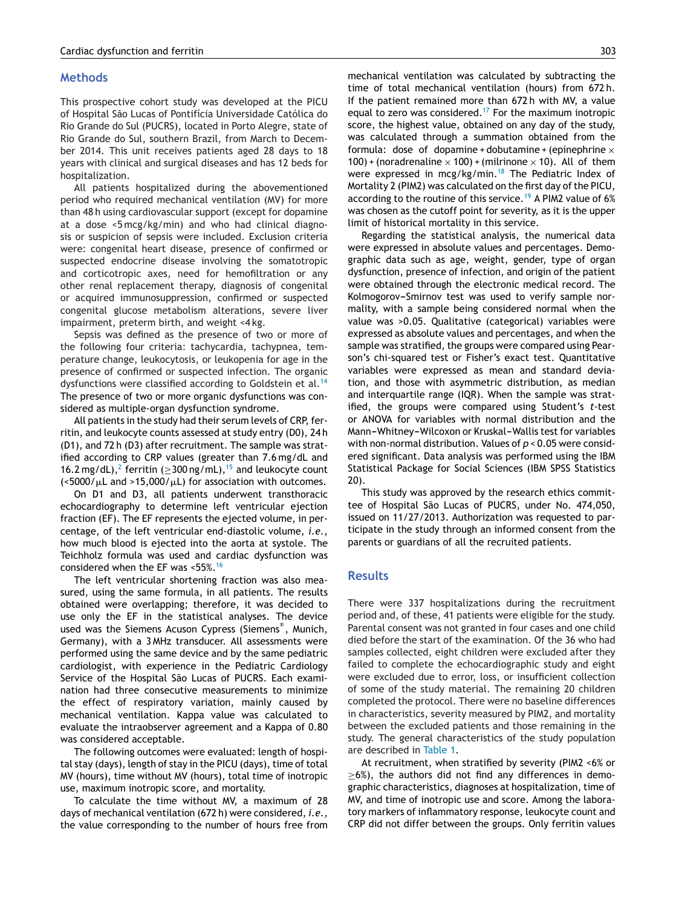## Methods

This prospective cohort study was developed at the PICU of Hospital São Lucas of Pontifícia Universidade Católica do Rio Grande do Sul (PUCRS), located in Porto Alegre, state of Rio Grande do Sul, southern Brazil, from March to December 2014. This unit receives patients aged 28 days to 18 years with clinical and surgical diseases and has 12 beds for hospitalization.

All patients hospitalized during the abovementioned period who required mechanical ventilation (MV) for more than 48 h using cardiovascular support (except for dopamine at a dose <5 mcg/kg/min) and who had clinical diagnosis or suspicion of sepsis were included. Exclusion criteria were: congenital heart disease, presence of confirmed or suspected endocrine disease involving the somatotropic and corticotropic axes, need for hemofiltration or any other renal replacement therapy, diagnosis of congenital or acquired immunosuppression, confirmed or suspected congenital glucose metabolism alterations, severe liver impairment, preterm birth, and weight <4 kg.

Sepsis was defined as the presence of two or more of the following four criteria: tachycardia, tachypnea, temperature change, leukocytosis, or leukopenia for age in the presence of confirmed or suspected infection. The organic dysfunctions were classified according to Goldstein et al.[14] The presence of two or more organic dysfunctions was considered as multiple-organ dysfunction syndrome.

All patients in the study had their serum levels of CRP, ferritin, and leukocyte counts assessed at study entry (D0), 24 h (D1), and 72 h (D3) after recruitment. The sample was stratified according to CRP values (greater than 7.6 mg/dL and 16.2 mg/dL),[2] ferritin (≥300 ng/mL),[15] and leukocyte count (<5000/μL and >15,000/μL) for association with outcomes.

On D1 and D3, all patients underwent transthoracic echocardiography to determine left ventricular ejection fraction (EF). The EF represents the ejected volume, in percentage, of the left ventricular end-diastolic volume, *i.e.*, how much blood is ejected into the aorta at systole. The Teichholz formula was used and cardiac dysfunction was considered when the EF was <55%.[16]

The left ventricular shortening fraction was also measured, using the same formula, in all patients. The results obtained were overlapping; therefore, it was decided to use only the EF in the statistical analyses. The device used was the Siemens Acuson Cypress (Siemens®, Munich, Germany), with a 3 MHz transducer. All assessments were performed using the same device and by the same pediatric cardiologist, with experience in the Pediatric Cardiology Service of the Hospital São Lucas of PUCRS. Each examination had three consecutive measurements to minimize the effect of respiratory variation, mainly caused by mechanical ventilation. Kappa value was calculated to evaluate the intraobserver agreement and a Kappa of 0.80 was considered acceptable.

The following outcomes were evaluated: length of hospital stay (days), length of stay in the PICU (days), time of total MV (hours), time without MV (hours), total time of inotropic use, maximum inotropic score, and mortality.

To calculate the time without MV, a maximum of 28 days of mechanical ventilation (672 h) were considered, *i.e.*, the value corresponding to the number of hours free from mechanical ventilation was calculated by subtracting the time of total mechanical ventilation (hours) from 672 h. If the patient remained more than 672 h with MV, a value equal to zero was considered.[17] For the maximum inotropic score, the highest value, obtained on any day of the study, was calculated through a summation obtained from the formula: dose of dopamine + dobutamine + (epinephrine × 100) + (noradrenaline × 100) + (milrinone × 10). All of them were expressed in mcg/kg/min.[18] The Pediatric Index of Mortality 2 (PIM2) was calculated on the first day of the PICU, according to the routine of this service.[19] A PIM2 value of 6% was chosen as the cutoff point for severity, as it is the upper limit of historical mortality in this service.

Regarding the statistical analysis, the numerical data were expressed in absolute values and percentages. Demographic data such as age, weight, gender, type of organ dysfunction, presence of infection, and origin of the patient were obtained through the electronic medical record. The Kolmogorov–Smirnov test was used to verify sample normality, with a sample being considered normal when the value was >0.05. Qualitative (categorical) variables were expressed as absolute values and percentages, and when the sample was stratified, the groups were compared using Pearson's chi-squared test or Fisher's exact test. Quantitative variables were expressed as mean and standard deviation, and those with asymmetric distribution, as median and interquartile range (IQR). When the sample was stratified, the groups were compared using Student's *t*-test or ANOVA for variables with normal distribution and the Mann–Whitney–Wilcoxon or Kruskal–Wallis test for variables with non-normal distribution. Values of $p < 0.05$ were considered significant. Data analysis was performed using the IBM Statistical Package for Social Sciences (IBM SPSS Statistics 20).

This study was approved by the research ethics committee of Hospital São Lucas of PUCRS, under No. 474,050, issued on 11/27/2013. Authorization was requested to participate in the study through an informed consent from the parents or guardians of all the recruited patients.

## Results

There were 337 hospitalizations during the recruitment period and, of these, 41 patients were eligible for the study. Parental consent was not granted in four cases and one child died before the start of the examination. Of the 36 who had samples collected, eight children were excluded after they failed to complete the echocardiographic study and eight were excluded due to error, loss, or insufficient collection of some of the study material. The remaining 20 children completed the protocol. There were no baseline differences in characteristics, severity measured by PIM2, and mortality between the excluded patients and those remaining in the study. The general characteristics of the study population are described in Table 1.

At recruitment, when stratified by severity (PIM2 <6% or ≥6%), the authors did not find any differences in demographic characteristics, diagnoses at hospitalization, time of MV, and time of inotropic use and score. Among the laboratory markers of inflammatory response, leukocyte count and CRP did not differ between the groups. Only ferritin values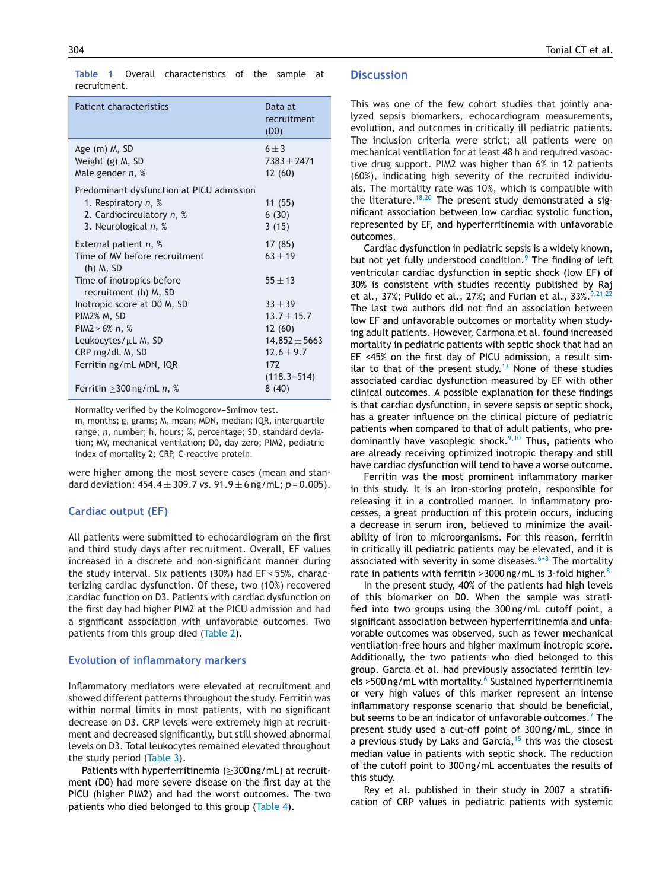**Table 1** Overall characteristics of the sample at recruitment.

| Patient characteristics | Data at recruitment (D0) |
|---|---|
| Age (m) M, SD | 6 ± 3 |
| Weight (g) M, SD | 7383 ± 2471 |
| Male gender *n*, % | 12 (60) |
| Predominant dysfunction at PICU admission | |
| 1. Respiratory *n*, % | 11 (55) |
| 2. Cardiocirculatory *n*, % | 6 (30) |
| 3. Neurological *n*, % | 3 (15) |
| External patient *n*, % | 17 (85) |
| Time of MV before recruitment (h) M, SD | 63 ± 19 |
| Time of inotropics before recruitment (h) M, SD | 55 ± 13 |
| Inotropic score at D0 M, SD | 33 ± 39 |
| PIM2% M, SD | 13.7 ± 15.7 |
| PIM2 > 6% *n*, % | 12 (60) |
| Leukocytes/μL M, SD | 14,852 ± 5663 |
| CRP mg/dL M, SD | 12.6 ± 9.7 |
| Ferritin ng/mL MDN, IQR | 172 (118.3–514) |
| Ferritin ≥300 ng/mL *n*, % | 8 (40) |

Normality verified by the Kolmogorov–Smirnov test.
m, months; g, grams; M, mean; MDN, median; IQR, interquartile range; *n*, number; h, hours; %, percentage; SD, standard deviation; MV, mechanical ventilation; D0, day zero; PIM2, pediatric index of mortality 2; CRP, C-reactive protein.

were higher among the most severe cases (mean and standard deviation: 454.4 ± 309.7 *vs*. 91.9 ± 6 ng/mL; $p = 0.005$).

## Cardiac output (EF)

All patients were submitted to echocardiogram on the first and third study days after recruitment. Overall, EF values increased in a discrete and non-significant manner during the study interval. Six patients (30%) had EF < 55%, characterizing cardiac dysfunction. Of these, two (10%) recovered cardiac function on D3. Patients with cardiac dysfunction on the first day had higher PIM2 at the PICU admission and had a significant association with unfavorable outcomes. Two patients from this group died (Table 2).

## Evolution of inflammatory markers

Inflammatory mediators were elevated at recruitment and showed different patterns throughout the study. Ferritin was within normal limits in most patients, with no significant decrease on D3. CRP levels were extremely high at recruitment and decreased significantly, but still showed abnormal levels on D3. Total leukocytes remained elevated throughout the study period (Table 3).

Patients with hyperferritinemia (≥300 ng/mL) at recruitment (D0) had more severe disease on the first day at the PICU (higher PIM2) and had the worst outcomes. The two patients who died belonged to this group (Table 4).

## Discussion

This was one of the few cohort studies that jointly analyzed sepsis biomarkers, echocardiogram measurements, evolution, and outcomes in critically ill pediatric patients. The inclusion criteria were strict; all patients were on mechanical ventilation for at least 48 h and required vasoactive drug support. PIM2 was higher than 6% in 12 patients (60%), indicating high severity of the recruited individuals. The mortality rate was 10%, which is compatible with the literature.[18,20] The present study demonstrated a significant association between low cardiac systolic function, represented by EF, and hyperferritinemia with unfavorable outcomes.

Cardiac dysfunction in pediatric sepsis is a widely known, but not yet fully understood condition.[9] The finding of left ventricular cardiac dysfunction in septic shock (low EF) of 30% is consistent with studies recently published by Raj et al., 37%; Pulido et al., 27%; and Furian et al., 33%.[9,21,22] The last two authors did not find an association between low EF and unfavorable outcomes or mortality when studying adult patients. However, Carmona et al. found increased mortality in pediatric patients with septic shock that had an EF <45% on the first day of PICU admission, a result similar to that of the present study.[13] None of these studies associated cardiac dysfunction measured by EF with other clinical outcomes. A possible explanation for these findings is that cardiac dysfunction, in severe sepsis or septic shock, has a greater influence on the clinical picture of pediatric patients when compared to that of adult patients, who predominantly have vasoplegic shock.[9,10] Thus, patients who are already receiving optimized inotropic therapy and still have cardiac dysfunction will tend to have a worse outcome.

Ferritin was the most prominent inflammatory marker in this study. It is an iron-storing protein, responsible for releasing it in a controlled manner. In inflammatory processes, a great production of this protein occurs, inducing a decrease in serum iron, believed to minimize the availability of iron to microorganisms. For this reason, ferritin in critically ill pediatric patients may be elevated, and it is associated with severity in some diseases.[6–8] The mortality rate in patients with ferritin >3000 ng/mL is 3-fold higher.[8]

In the present study, 40% of the patients had high levels of this biomarker on D0. When the sample was stratified into two groups using the 300 ng/mL cutoff point, a significant association between hyperferritinemia and unfavorable outcomes was observed, such as fewer mechanical ventilation-free hours and higher maximum inotropic score. Additionally, the two patients who died belonged to this group. Garcia et al. had previously associated ferritin levels >500 ng/mL with mortality.[6] Sustained hyperferritinemia or very high values of this marker represent an intense inflammatory response scenario that should be beneficial, but seems to be an indicator of unfavorable outcomes.[7] The present study used a cut-off point of 300 ng/mL, since in a previous study by Laks and Garcia,[15] this was the closest median value in patients with septic shock. The reduction of the cutoff point to 300 ng/mL accentuates the results of this study.

Rey et al. published in their study in 2007 a stratification of CRP values in pediatric patients with systemic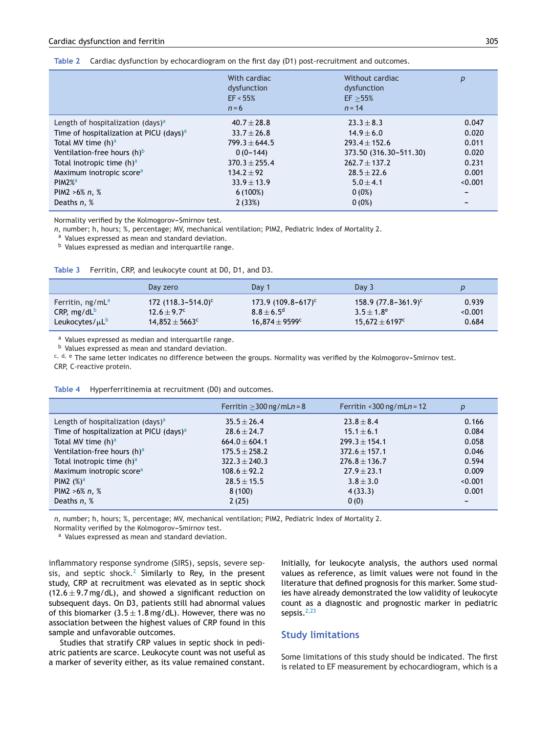**Table 2** Cardiac dysfunction by echocardiogram on the first day (D1) post-recruitment and outcomes.

| | With cardiac dysfunction EF < 55% n = 6 | Without cardiac dysfunction EF ≥55% n = 14 | p |
|---|---|---|---|
| Length of hospitalization (days)[a] | 40.7 ± 28.8 | 23.3 ± 8.3 | 0.047 |
| Time of hospitalization at PICU (days)[a] | 33.7 ± 26.8 | 14.9 ± 6.0 | 0.020 |
| Total MV time (h)[a] | 799.3 ± 644.5 | 293.4 ± 152.6 | 0.011 |
| Ventilation-free hours (h)[b] | 0 (0–144) | 373.50 (316.30–511.30) | 0.020 |
| Total inotropic time (h)[a] | 370.3 ± 255.4 | 262.7 ± 137.2 | 0.231 |
| Maximum inotropic score[a] | 134.2 ± 92 | 28.5 ± 22.6 | 0.001 |
| PIM2%[a] | 33.9 ± 13.9 | 5.0 ± 4.1 | <0.001 |
| PIM2 >6% n, % | 6 (100%) | 0 (0%) | – |
| Deaths n, % | 2 (33%) | 0 (0%) | – |

Normality verified by the Kolmogorov–Smirnov test.
n, number; h, hours; %, percentage; MV, mechanical ventilation; PIM2, Pediatric Index of Mortality 2.
[a] Values expressed as mean and standard deviation.
[b] Values expressed as median and interquartile range.

**Table 3** Ferritin, CRP, and leukocyte count at D0, D1, and D3.

| | Day zero | Day 1 | Day 3 | p |
|---|---|---|---|---|
| Ferritin, ng/mL[a] | 172 (118.3–514.0)[c] | 173.9 (109.8–617)[c] | 158.9 (77.8–361.9)[c] | 0.939 |
| CRP, mg/dL[b] | 12.6 ± 9.7[c] | 8.8 ± 6.5[d] | 3.5 ± 1.8[e] | <0.001 |
| Leukocytes/μL[b] | 14,852 ± 5663[c] | 16,874 ± 9599[c] | 15,672 ± 6197[c] | 0.684 |

[a] Values expressed as median and interquartile range.
[b] Values expressed as mean and standard deviation.
[c, d, e] The same letter indicates no difference between the groups. Normality was verified by the Kolmogorov–Smirnov test.
CRP, C-reactive protein.

**Table 4** Hyperferritinemia at recruitment (D0) and outcomes.

| | Ferritin ≥300 ng/mL n = 8 | Ferritin <300 ng/mL n = 12 | p |
|---|---|---|---|
| Length of hospitalization (days)[a] | 35.5 ± 26.4 | 23.8 ± 8.4 | 0.166 |
| Time of hospitalization at PICU (days)[a] | 28.6 ± 24.7 | 15.1 ± 6.1 | 0.084 |
| Total MV time (h)[a] | 664.0 ± 604.1 | 299.3 ± 154.1 | 0.058 |
| Ventilation-free hours (h)[a] | 175.5 ± 258.2 | 372.6 ± 157.1 | 0.046 |
| Total inotropic time (h)[a] | 322.3 ± 240.3 | 276.8 ± 136.7 | 0.594 |
| Maximum inotropic score[a] | 108.6 ± 92.2 | 27.9 ± 23.1 | 0.009 |
| PIM2 (%)[a] | 28.5 ± 15.5 | 3.8 ± 3.0 | <0.001 |
| PIM2 >6% n, % | 8 (100) | 4 (33.3) | 0.001 |
| Deaths n, % | 2 (25) | 0 (0) | – |

n, number; h, hours; %, percentage; MV, mechanical ventilation; PIM2, Pediatric Index of Mortality 2.
Normality verified by the Kolmogorov–Smirnov test.
[a] Values expressed as mean and standard deviation.

inflammatory response syndrome (SIRS), sepsis, severe sepsis, and septic shock.[2] Similarly to Rey, in the present study, CRP at recruitment was elevated as in septic shock (12.6 ± 9.7 mg/dL), and showed a significant reduction on subsequent days. On D3, patients still had abnormal values of this biomarker (3.5 ± 1.8 mg/dL). However, there was no association between the highest values of CRP found in this sample and unfavorable outcomes.

Studies that stratify CRP values in septic shock in pediatric patients are scarce. Leukocyte count was not useful as a marker of severity either, as its value remained constant. Initially, for leukocyte analysis, the authors used normal values as reference, as limit values were not found in the literature that defined prognosis for this marker. Some studies have already demonstrated the low validity of leukocyte count as a diagnostic and prognostic marker in pediatric sepsis.[2,23]

## Study limitations

Some limitations of this study should be indicated. The first is related to EF measurement by echocardiogram, which is a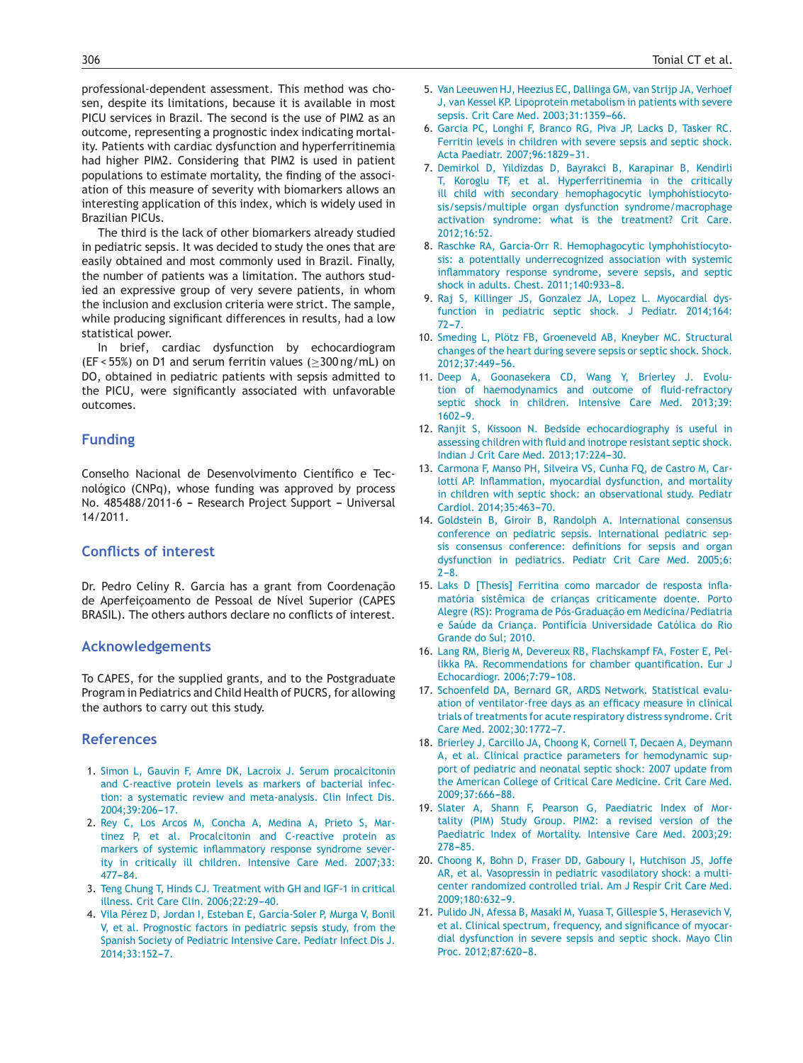professional-dependent assessment. This method was chosen, despite its limitations, because it is available in most PICU services in Brazil. The second is the use of PIM2 as an outcome, representing a prognostic index indicating mortality. Patients with cardiac dysfunction and hyperferritinemia had higher PIM2. Considering that PIM2 is used in patient populations to estimate mortality, the finding of the association of this measure of severity with biomarkers allows an interesting application of this index, which is widely used in Brazilian PICUs.

The third is the lack of other biomarkers already studied in pediatric sepsis. It was decided to study the ones that are easily obtained and most commonly used in Brazil. Finally, the number of patients was a limitation. The authors studied an expressive group of very severe patients, in whom the inclusion and exclusion criteria were strict. The sample, while producing significant differences in results, had a low statistical power.

In brief, cardiac dysfunction by echocardiogram (EF < 55%) on D1 and serum ferritin values (≥300 ng/mL) on DO, obtained in pediatric patients with sepsis admitted to the PICU, were significantly associated with unfavorable outcomes.

## Funding

Conselho Nacional de Desenvolvimento Científico e Tecnológico (CNPq), whose funding was approved by process No. 485488/2011-6 – Research Project Support – Universal 14/2011.

## Conflicts of interest

Dr. Pedro Celiny R. Garcia has a grant from Coordenação de Aperfeiçoamento de Pessoal de Nível Superior (CAPES BRASIL). The others authors declare no conflicts of interest.

## Acknowledgements

To CAPES, for the supplied grants, and to the Postgraduate Program in Pediatrics and Child Health of PUCRS, for allowing the authors to carry out this study.

## References

1. Simon L, Gauvin F, Amre DK, Lacroix J. Serum procalcitonin and C-reactive protein levels as markers of bacterial infection: a systematic review and meta-analysis. Clin Infect Dis. 2004;39:206–17.
2. Rey C, Los Arcos M, Concha A, Medina A, Prieto S, Martinez P, et al. Procalcitonin and C-reactive protein as markers of systemic inflammatory response syndrome severity in critically ill children. Intensive Care Med. 2007;33:477–84.
3. Teng Chung T, Hinds CJ. Treatment with GH and IGF-1 in critical illness. Crit Care Clin. 2006;22:29–40.
4. Vila Pérez D, Jordan I, Esteban E, García-Soler P, Murga V, Bonil V, et al. Prognostic factors in pediatric sepsis study, from the Spanish Society of Pediatric Intensive Care. Pediatr Infect Dis J. 2014;33:152–7.
5. Van Leeuwen HJ, Heezius EC, Dallinga GM, van Strijp JA, Verhoef J, van Kessel KP. Lipoprotein metabolism in patients with severe sepsis. Crit Care Med. 2003;31:1359–66.
6. Garcia PC, Longhi F, Branco RG, Piva JP, Lacks D, Tasker RC. Ferritin levels in children with severe sepsis and septic shock. Acta Paediatr. 2007;96:1829–31.
7. Demirkol D, Yildizdas D, Bayrakci B, Karapinar B, Kendirli T, Koroglu TF, et al. Hyperferritinemia in the critically ill child with secondary hemophagocytic lymphohistiocytosis/sepsis/multiple organ dysfunction syndrome/macrophage activation syndrome: what is the treatment? Crit Care. 2012;16:52.
8. Raschke RA, Garcia-Orr R. Hemophagocytic lymphohistiocytosis: a potentially underrecognized association with systemic inflammatory response syndrome, severe sepsis, and septic shock in adults. Chest. 2011;140:933–8.
9. Raj S, Killinger JS, Gonzalez JA, Lopez L. Myocardial dysfunction in pediatric septic shock. J Pediatr. 2014;164:72–7.
10. Smeding L, Plötz FB, Groeneveld AB, Kneyber MC. Structural changes of the heart during severe sepsis or septic shock. Shock. 2012;37:449–56.
11. Deep A, Goonasekera CD, Wang Y, Brierley J. Evolution of haemodynamics and outcome of fluid-refractory septic shock in children. Intensive Care Med. 2013;39:1602–9.
12. Ranjit S, Kissoon N. Bedside echocardiography is useful in assessing children with fluid and inotrope resistant septic shock. Indian J Crit Care Med. 2013;17:224–30.
13. Carmona F, Manso PH, Silveira VS, Cunha FQ, de Castro M, Carlotti AP. Inflammation, myocardial dysfunction, and mortality in children with septic shock: an observational study. Pediatr Cardiol. 2014;35:463–70.
14. Goldstein B, Giroir B, Randolph A. International consensus conference on pediatric sepsis. International pediatric sepsis consensus conference: definitions for sepsis and organ dysfunction in pediatrics. Pediatr Crit Care Med. 2005;6:2–8.
15. Laks D [Thesis] Ferritina como marcador de resposta inflamatória sistêmica de crianças criticamente doente. Porto Alegre (RS): Programa de Pós-Graduação em Medicina/Pediatria e Saúde da Criança. Pontifícia Universidade Católica do Rio Grande do Sul; 2010.
16. Lang RM, Bierig M, Devereux RB, Flachskampf FA, Foster E, Pellikka PA. Recommendations for chamber quantification. Eur J Echocardiogr. 2006;7:79–108.
17. Schoenfeld DA, Bernard GR, ARDS Network. Statistical evaluation of ventilator-free days as an efficacy measure in clinical trials of treatments for acute respiratory distress syndrome. Crit Care Med. 2002;30:1772–7.
18. Brierley J, Carcillo JA, Choong K, Cornell T, Decaen A, Deymann A, et al. Clinical practice parameters for hemodynamic support of pediatric and neonatal septic shock: 2007 update from the American College of Critical Care Medicine. Crit Care Med. 2009;37:666–88.
19. Slater A, Shann F, Pearson G, Paediatric Index of Mortality (PIM) Study Group. PIM2: a revised version of the Paediatric Index of Mortality. Intensive Care Med. 2003;29:278–85.
20. Choong K, Bohn D, Fraser DD, Gaboury I, Hutchison JS, Joffe AR, et al. Vasopressin in pediatric vasodilatory shock: a multicenter randomized controlled trial. Am J Respir Crit Care Med. 2009;180:632–9.
21. Pulido JN, Afessa B, Masaki M, Yuasa T, Gillespie S, Herasevich V, et al. Clinical spectrum, frequency, and significance of myocardial dysfunction in severe sepsis and septic shock. Mayo Clin Proc. 2012;87:620–8.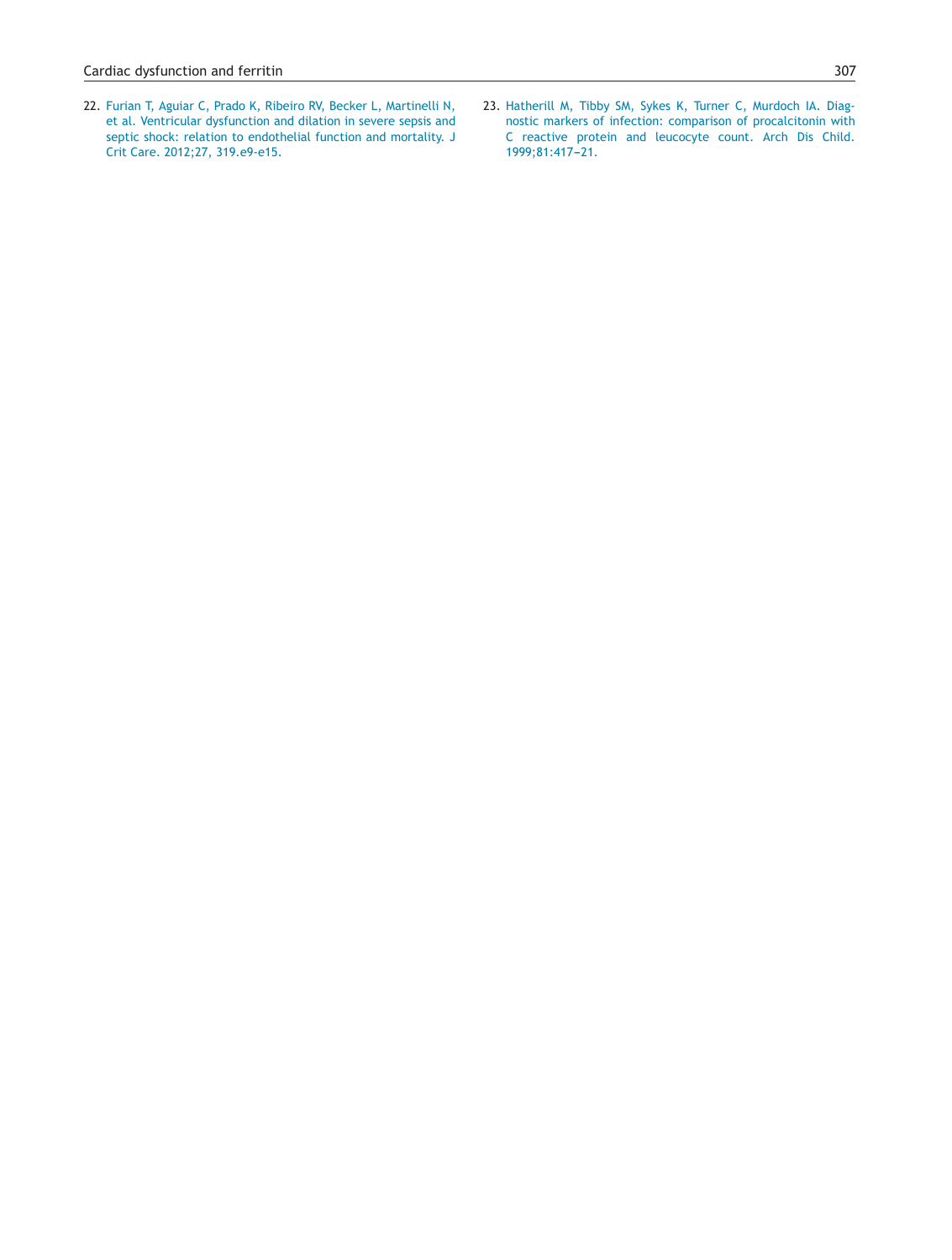22. Furian T, Aguiar C, Prado K, Ribeiro RV, Becker L, Martinelli N, et al. Ventricular dysfunction and dilation in severe sepsis and septic shock: relation to endothelial function and mortality. J Crit Care. 2012;27, 319.e9-e15.

23. Hatherill M, Tibby SM, Sykes K, Turner C, Murdoch IA. Diagnostic markers of infection: comparison of procalcitonin with C reactive protein and leucocyte count. Arch Dis Child. 1999;81:417–21.